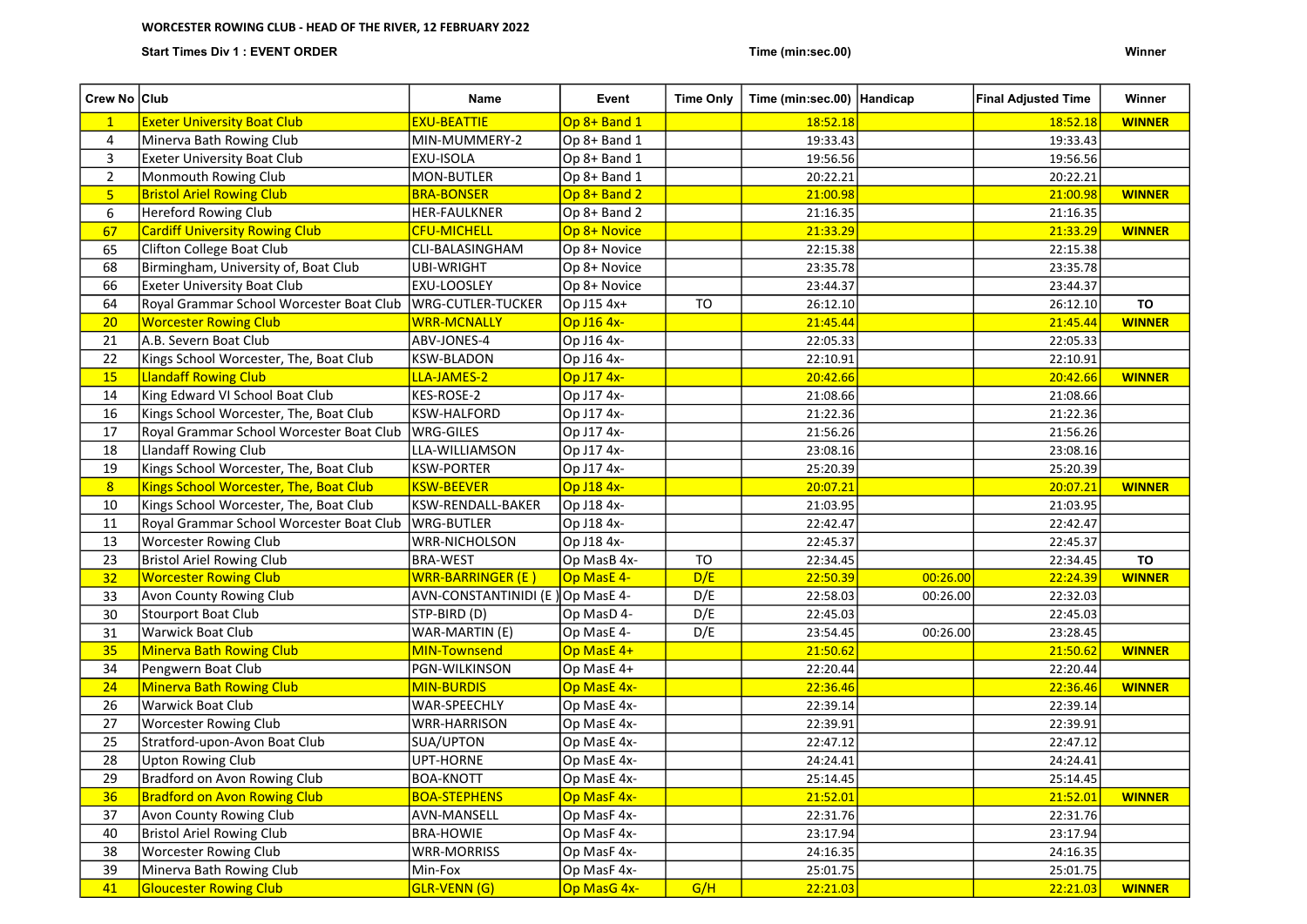# WORCESTER ROWING CLUB - HEAD OF THE RIVER, 12 FEBRUARY 2022

**Start Times Div 1 : EVENT ORDER** | **Time (min:sec.00)** | **Winner**

| Crew No | Club | Name | Event | Time Only | Time (min:sec.00) | Handicap | Final Adjusted Time | Winner |
|---|---|---|---|---|---|---|---|---|
| 1 | Exeter University Boat Club | EXU-BEATTIE | Op 8+ Band 1 | | 18:52.18 | | 18:52.18 | **WINNER** |
| 4 | Minerva Bath Rowing Club | MIN-MUMMERY-2 | Op 8+ Band 1 | | 19:33.43 | | 19:33.43 | |
| 3 | Exeter University Boat Club | EXU-ISOLA | Op 8+ Band 1 | | 19:56.56 | | 19:56.56 | |
| 2 | Monmouth Rowing Club | MON-BUTLER | Op 8+ Band 1 | | 20:22.21 | | 20:22.21 | |
| 5 | Bristol Ariel Rowing Club | BRA-BONSER | Op 8+ Band 2 | | 21:00.98 | | 21:00.98 | **WINNER** |
| 6 | Hereford Rowing Club | HER-FAULKNER | Op 8+ Band 2 | | 21:16.35 | | 21:16.35 | |
| 67 | Cardiff University Rowing Club | CFU-MICHELL | Op 8+ Novice | | 21:33.29 | | 21:33.29 | **WINNER** |
| 65 | Clifton College Boat Club | CLI-BALASINGHAM | Op 8+ Novice | | 22:15.38 | | 22:15.38 | |
| 68 | Birmingham, University of, Boat Club | UBI-WRIGHT | Op 8+ Novice | | 23:35.78 | | 23:35.78 | |
| 66 | Exeter University Boat Club | EXU-LOOSLEY | Op 8+ Novice | | 23:44.37 | | 23:44.37 | |
| 64 | Royal Grammar School Worcester Boat Club | WRG-CUTLER-TUCKER | Op J15 4x+ | TO | 26:12.10 | | 26:12.10 | **TO** |
| 20 | Worcester Rowing Club | WRR-MCNALLY | Op J16 4x- | | 21:45.44 | | 21:45.44 | **WINNER** |
| 21 | A.B. Severn Boat Club | ABV-JONES-4 | Op J16 4x- | | 22:05.33 | | 22:05.33 | |
| 22 | Kings School Worcester, The, Boat Club | KSW-BLADON | Op J16 4x- | | 22:10.91 | | 22:10.91 | |
| 15 | Llandaff Rowing Club | LLA-JAMES-2 | Op J17 4x- | | 20:42.66 | | 20:42.66 | **WINNER** |
| 14 | King Edward VI School Boat Club | KES-ROSE-2 | Op J17 4x- | | 21:08.66 | | 21:08.66 | |
| 16 | Kings School Worcester, The, Boat Club | KSW-HALFORD | Op J17 4x- | | 21:22.36 | | 21:22.36 | |
| 17 | Royal Grammar School Worcester Boat Club | WRG-GILES | Op J17 4x- | | 21:56.26 | | 21:56.26 | |
| 18 | Llandaff Rowing Club | LLA-WILLIAMSON | Op J17 4x- | | 23:08.16 | | 23:08.16 | |
| 19 | Kings School Worcester, The, Boat Club | KSW-PORTER | Op J17 4x- | | 25:20.39 | | 25:20.39 | |
| 8 | Kings School Worcester, The, Boat Club | KSW-BEEVER | Op J18 4x- | | 20:07.21 | | 20:07.21 | **WINNER** |
| 10 | Kings School Worcester, The, Boat Club | KSW-RENDALL-BAKER | Op J18 4x- | | 21:03.95 | | 21:03.95 | |
| 11 | Royal Grammar School Worcester Boat Club | WRG-BUTLER | Op J18 4x- | | 22:42.47 | | 22:42.47 | |
| 13 | Worcester Rowing Club | WRR-NICHOLSON | Op J18 4x- | | 22:45.37 | | 22:45.37 | |
| 23 | Bristol Ariel Rowing Club | BRA-WEST | Op MasB 4x- | TO | 22:34.45 | | 22:34.45 | **TO** |
| 32 | Worcester Rowing Club | WRR-BARRINGER (E ) | Op MasE 4- | D/E | 22:50.39 | 00:26.00 | 22:24.39 | **WINNER** |
| 33 | Avon County Rowing Club | AVN-CONSTANTINIDI (E ) | Op MasE 4- | D/E | 22:58.03 | 00:26.00 | 22:32.03 | |
| 30 | Stourport Boat Club | STP-BIRD (D) | Op MasD 4- | D/E | 22:45.03 | | 22:45.03 | |
| 31 | Warwick Boat Club | WAR-MARTIN (E) | Op MasE 4- | D/E | 23:54.45 | 00:26.00 | 23:28.45 | |
| 35 | Minerva Bath Rowing Club | MIN-Townsend | Op MasE 4+ | | 21:50.62 | | 21:50.62 | **WINNER** |
| 34 | Pengwern Boat Club | PGN-WILKINSON | Op MasE 4+ | | 22:20.44 | | 22:20.44 | |
| 24 | Minerva Bath Rowing Club | MIN-BURDIS | Op MasE 4x- | | 22:36.46 | | 22:36.46 | **WINNER** |
| 26 | Warwick Boat Club | WAR-SPEECHLY | Op MasE 4x- | | 22:39.14 | | 22:39.14 | |
| 27 | Worcester Rowing Club | WRR-HARRISON | Op MasE 4x- | | 22:39.91 | | 22:39.91 | |
| 25 | Stratford-upon-Avon Boat Club | SUA/UPTON | Op MasE 4x- | | 22:47.12 | | 22:47.12 | |
| 28 | Upton Rowing Club | UPT-HORNE | Op MasE 4x- | | 24:24.41 | | 24:24.41 | |
| 29 | Bradford on Avon Rowing Club | BOA-KNOTT | Op MasE 4x- | | 25:14.45 | | 25:14.45 | |
| 36 | Bradford on Avon Rowing Club | BOA-STEPHENS | Op MasF 4x- | | 21:52.01 | | 21:52.01 | **WINNER** |
| 37 | Avon County Rowing Club | AVN-MANSELL | Op MasF 4x- | | 22:31.76 | | 22:31.76 | |
| 40 | Bristol Ariel Rowing Club | BRA-HOWIE | Op MasF 4x- | | 23:17.94 | | 23:17.94 | |
| 38 | Worcester Rowing Club | WRR-MORRISS | Op MasF 4x- | | 24:16.35 | | 24:16.35 | |
| 39 | Minerva Bath Rowing Club | Min-Fox | Op MasF 4x- | | 25:01.75 | | 25:01.75 | |
| 41 | Gloucester Rowing Club | GLR-VENN (G) | Op MasG 4x- | G/H | 22:21.03 | | 22:21.03 | **WINNER** |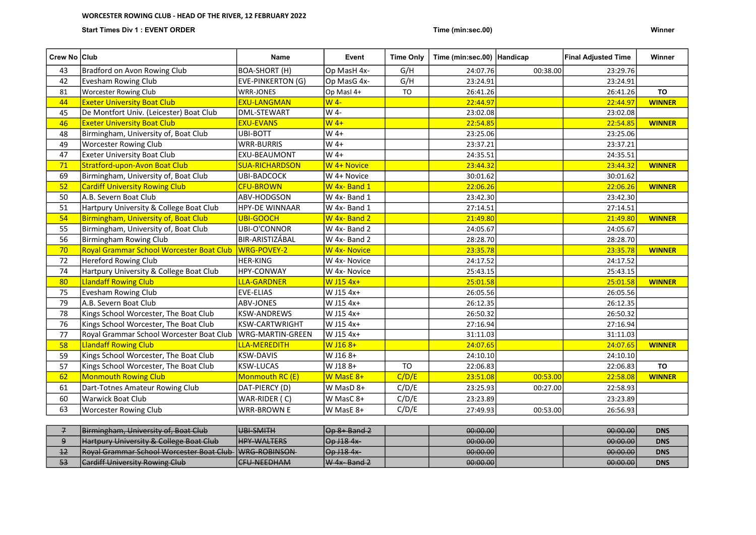**WORCESTER ROWING CLUB - HEAD OF THE RIVER, 12 FEBRUARY 2022**

**Start Times Div 1 : EVENT ORDER** Time (min:sec.00) Winner

| Crew No | Club | Name | Event | Time Only | Time (min:sec.00) | Handicap | Final Adjusted Time | Winner |
|---|---|---|---|---|---|---|---|---|
| 43 | Bradford on Avon Rowing Club | BOA-SHORT (H) | Op MasH 4x- | G/H | 24:07.76 | 00:38.00 | 23:29.76 | |
| 42 | Evesham Rowing Club | EVE-PINKERTON (G) | Op MasG 4x- | G/H | 23:24.91 | | 23:24.91 | |
| 81 | Worcester Rowing Club | WRR-JONES | Op MasI 4+ | TO | 26:41.26 | | 26:41.26 | TO |
| 44 | Exeter University Boat Club | EXU-LANGMAN | W 4- | | 22:44.97 | | 22:44.97 | WINNER |
| 45 | De Montfort Univ. (Leicester) Boat Club | DML-STEWART | W 4- | | 23:02.08 | | 23:02.08 | |
| 46 | Exeter University Boat Club | EXU-EVANS | W 4+ | | 22:54.85 | | 22:54.85 | WINNER |
| 48 | Birmingham, University of, Boat Club | UBI-BOTT | W 4+ | | 23:25.06 | | 23:25.06 | |
| 49 | Worcester Rowing Club | WRR-BURRIS | W 4+ | | 23:37.21 | | 23:37.21 | |
| 47 | Exeter University Boat Club | EXU-BEAUMONT | W 4+ | | 24:35.51 | | 24:35.51 | |
| 71 | Stratford-upon-Avon Boat Club | SUA-RICHARDSON | W 4+ Novice | | 23:44.32 | | 23:44.32 | WINNER |
| 69 | Birmingham, University of, Boat Club | UBI-BADCOCK | W 4+ Novice | | 30:01.62 | | 30:01.62 | |
| 52 | Cardiff University Rowing Club | CFU-BROWN | W 4x- Band 1 | | 22:06.26 | | 22:06.26 | WINNER |
| 50 | A.B. Severn Boat Club | ABV-HODGSON | W 4x- Band 1 | | 23:42.30 | | 23:42.30 | |
| 51 | Hartpury University & College Boat Club | HPY-DE WINNAAR | W 4x- Band 1 | | 27:14.51 | | 27:14.51 | |
| 54 | Birmingham, University of, Boat Club | UBI-GOOCH | W 4x- Band 2 | | 21:49.80 | | 21:49.80 | WINNER |
| 55 | Birmingham, University of, Boat Club | UBI-O'CONNOR | W 4x- Band 2 | | 24:05.67 | | 24:05.67 | |
| 56 | Birmingham Rowing Club | BIR-ARISTIZÁBAL | W 4x- Band 2 | | 28:28.70 | | 28:28.70 | |
| 70 | Royal Grammar School Worcester Boat Club | WRG-POVEY-2 | W 4x- Novice | | 23:35.78 | | 23:35.78 | WINNER |
| 72 | Hereford Rowing Club | HER-KING | W 4x- Novice | | 24:17.52 | | 24:17.52 | |
| 74 | Hartpury University & College Boat Club | HPY-CONWAY | W 4x- Novice | | 25:43.15 | | 25:43.15 | |
| 80 | Llandaff Rowing Club | LLA-GARDNER | W J15 4x+ | | 25:01.58 | | 25:01.58 | WINNER |
| 75 | Evesham Rowing Club | EVE-ELIAS | W J15 4x+ | | 26:05.56 | | 26:05.56 | |
| 79 | A.B. Severn Boat Club | ABV-JONES | W J15 4x+ | | 26:12.35 | | 26:12.35 | |
| 78 | Kings School Worcester, The Boat Club | KSW-ANDREWS | W J15 4x+ | | 26:50.32 | | 26:50.32 | |
| 76 | Kings School Worcester, The Boat Club | KSW-CARTWRIGHT | W J15 4x+ | | 27:16.94 | | 27:16.94 | |
| 77 | Royal Grammar School Worcester Boat Club | WRG-MARTIN-GREEN | W J15 4x+ | | 31:11.03 | | 31:11.03 | |
| 58 | Llandaff Rowing Club | LLA-MEREDITH | W J16 8+ | | 24:07.65 | | 24:07.65 | WINNER |
| 59 | Kings School Worcester, The Boat Club | KSW-DAVIS | W J16 8+ | | 24:10.10 | | 24:10.10 | |
| 57 | Kings School Worcester, The Boat Club | KSW-LUCAS | W J18 8+ | TO | 22:06.83 | | 22:06.83 | TO |
| 62 | Monmouth Rowing Club | Monmouth RC (E) | W MasE 8+ | C/D/E | 23:51.08 | 00:53.00 | 22:58.08 | WINNER |
| 61 | Dart-Totnes Amateur Rowing Club | DAT-PIERCY (D) | W MasD 8+ | C/D/E | 23:25.93 | 00:27.00 | 22:58.93 | |
| 60 | Warwick Boat Club | WAR-RIDER ( C) | W MasC 8+ | C/D/E | 23:23.89 | | 23:23.89 | |
| 63 | Worcester Rowing Club | WRR-BROWN E | W MasE 8+ | C/D/E | 27:49.93 | 00:53.00 | 26:56.93 | |

| | | | | | | | | |
|---|---|---|---|---|---|---|---|---|
| ~~7~~ | ~~Birmingham, University of, Boat Club~~ | ~~UBI-SMITH~~ | ~~Op 8+ Band 2~~ | | ~~00:00.00~~ | | ~~00:00.00~~ | DNS |
| ~~9~~ | ~~Hartpury University & College Boat Club~~ | ~~HPY-WALTERS~~ | ~~Op J18 4x-~~ | | ~~00:00.00~~ | | ~~00:00.00~~ | DNS |
| ~~12~~ | ~~Royal Grammar School Worcester Boat Club~~ | ~~WRG-ROBINSON~~ | ~~Op J18 4x-~~ | | ~~00:00.00~~ | | ~~00:00.00~~ | DNS |
| ~~53~~ | ~~Cardiff University Rowing Club~~ | ~~CFU-NEEDHAM~~ | ~~W 4x- Band 2~~ | | ~~00:00.00~~ | | ~~00:00.00~~ | DNS |